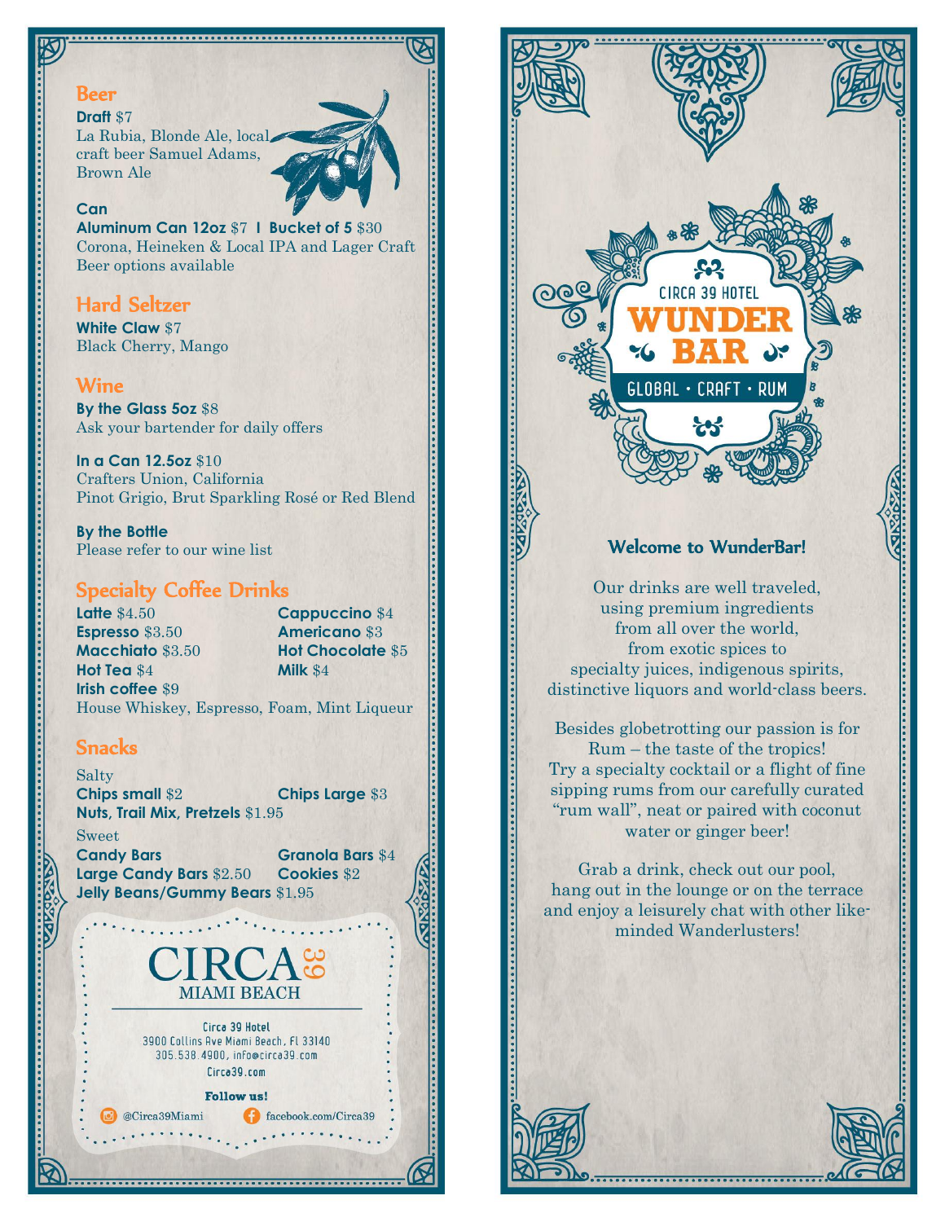## Beer

**Draft** $7
La Rubia, Blonde Ale, local craft beer Samuel Adams, Brown Ale

**Can**
**Aluminum Can 12oz** $7 **I Bucket of 5** $30
Corona, Heineken & Local IPA and Lager Craft Beer options available

## Hard Seltzer

**White Claw** $7
Black Cherry, Mango

## Wine

**By the Glass 5oz** $8
Ask your bartender for daily offers

**In a Can 12.5oz** $10
Crafters Union, California
Pinot Grigio, Brut Sparkling Rosé or Red Blend

**By the Bottle**
Please refer to our wine list

## Specialty Coffee Drinks

**Latte** $4.50
**Espresso** $3.50
**Macchiato** $3.50
**Hot Tea** $4
**Cappuccino** $4
**Americano** $3
**Hot Chocolate** $5
**Milk** $4
**Irish coffee** $9
House Whiskey, Espresso, Foam, Mint Liqueur

## Snacks

Salty
**Chips small** $2
**Chips Large** $3
**Nuts, Trail Mix, Pretzels** $1.95

Sweet
**Candy Bars**
**Granola Bars** $4
**Large Candy Bars** $2.50
**Cookies** $2
**Jelly Beans/Gummy Bears** $1.95

CIRCA 39
MIAMI BEACH

Circa 39 Hotel
3900 Collins Ave Miami Beach, Fl 33140
305.538.4900, info@circa39.com
Circa39.com

**Follow us!**
@Circa39Miami
facebook.com/Circa39

CIRCA 39 HOTEL
# WUNDER BAR
GLOBAL • CRAFT • RUM

### Welcome to WunderBar!

Our drinks are well traveled, using premium ingredients from all over the world, from exotic spices to specialty juices, indigenous spirits, distinctive liquors and world-class beers.

Besides globetrotting our passion is for Rum – the taste of the tropics! Try a specialty cocktail or a flight of fine sipping rums from our carefully curated "rum wall", neat or paired with coconut water or ginger beer!

Grab a drink, check out our pool, hang out in the lounge or on the terrace and enjoy a leisurely chat with other like-minded Wanderlusters!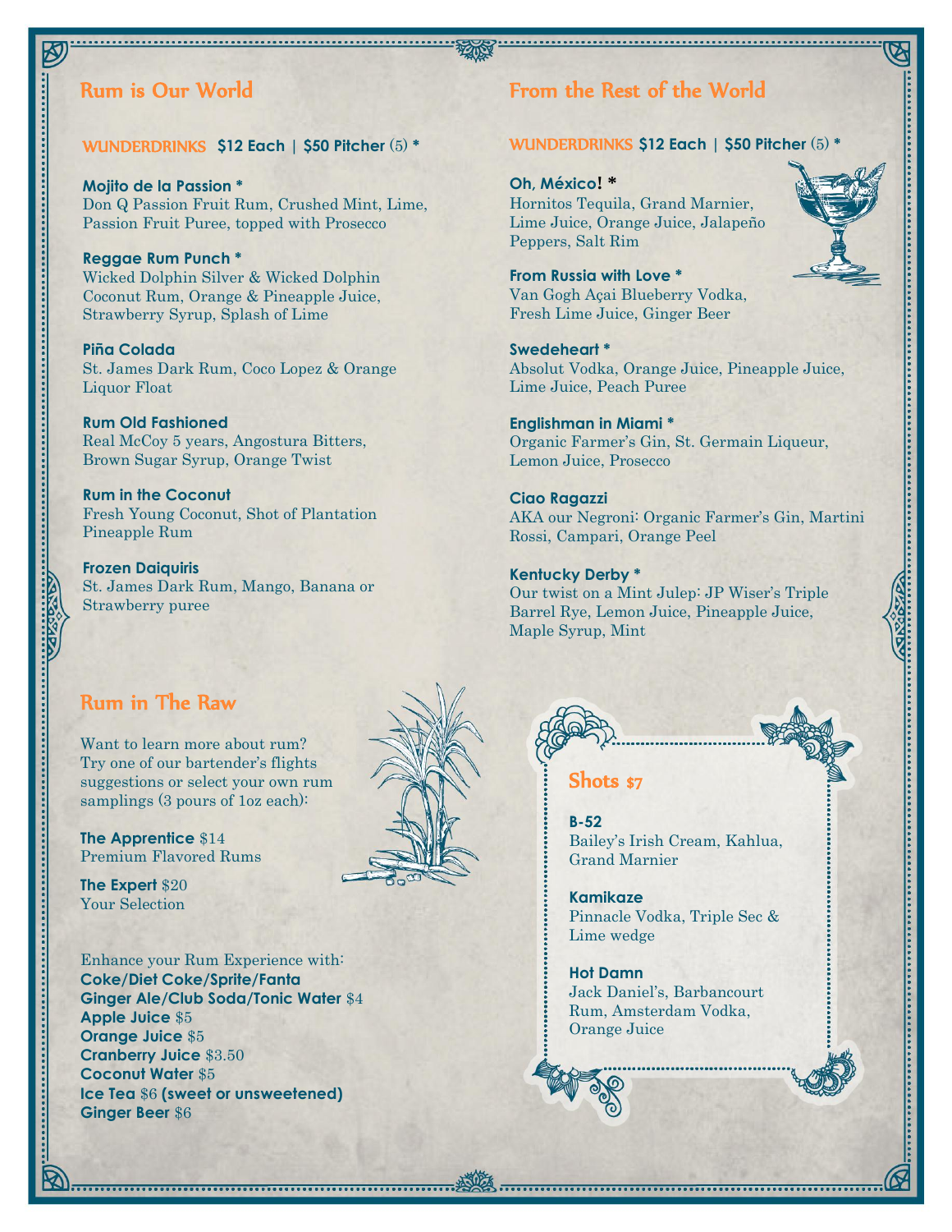## Rum is Our World

**WUNDERDRINKS $12 Each | $50 Pitcher** (5) *

**Mojito de la Passion ***
Don Q Passion Fruit Rum, Crushed Mint, Lime, Passion Fruit Puree, topped with Prosecco

**Reggae Rum Punch ***
Wicked Dolphin Silver & Wicked Dolphin Coconut Rum, Orange & Pineapple Juice, Strawberry Syrup, Splash of Lime

**Piña Colada**
St. James Dark Rum, Coco Lopez & Orange Liquor Float

**Rum Old Fashioned**
Real McCoy 5 years, Angostura Bitters, Brown Sugar Syrup, Orange Twist

**Rum in the Coconut**
Fresh Young Coconut, Shot of Plantation Pineapple Rum

**Frozen Daiquiris**
St. James Dark Rum, Mango, Banana or Strawberry puree

## Rum in The Raw

Want to learn more about rum? Try one of our bartender's flights suggestions or select your own rum samplings (3 pours of 1oz each):

**The Apprentice** $14
Premium Flavored Rums

**The Expert** $20
Your Selection

Enhance your Rum Experience with:
**Coke/Diet Coke/Sprite/Fanta**
**Ginger Ale/Club Soda/Tonic Water** $4
**Apple Juice** $5
**Orange Juice** $5
**Cranberry Juice** $3.50
**Coconut Water** $5
**Ice Tea** $6 **(sweet or unsweetened)**
**Ginger Beer** $6

## From the Rest of the World

**WUNDERDRINKS $12 Each | $50 Pitcher** (5) *

**Oh, México! ***
Hornitos Tequila, Grand Marnier, Lime Juice, Orange Juice, Jalapeño Peppers, Salt Rim

**From Russia with Love ***
Van Gogh Açai Blueberry Vodka, Fresh Lime Juice, Ginger Beer

**Swedeheart ***
Absolut Vodka, Orange Juice, Pineapple Juice, Lime Juice, Peach Puree

**Englishman in Miami ***
Organic Farmer's Gin, St. Germain Liqueur, Lemon Juice, Prosecco

**Ciao Ragazzi**
AKA our Negroni: Organic Farmer's Gin, Martini Rossi, Campari, Orange Peel

**Kentucky Derby ***
Our twist on a Mint Julep: JP Wiser's Triple Barrel Rye, Lemon Juice, Pineapple Juice, Maple Syrup, Mint

## Shots $7

**B-52**
Bailey's Irish Cream, Kahlua, Grand Marnier

**Kamikaze**
Pinnacle Vodka, Triple Sec & Lime wedge

**Hot Damn**
Jack Daniel's, Barbancourt Rum, Amsterdam Vodka, Orange Juice